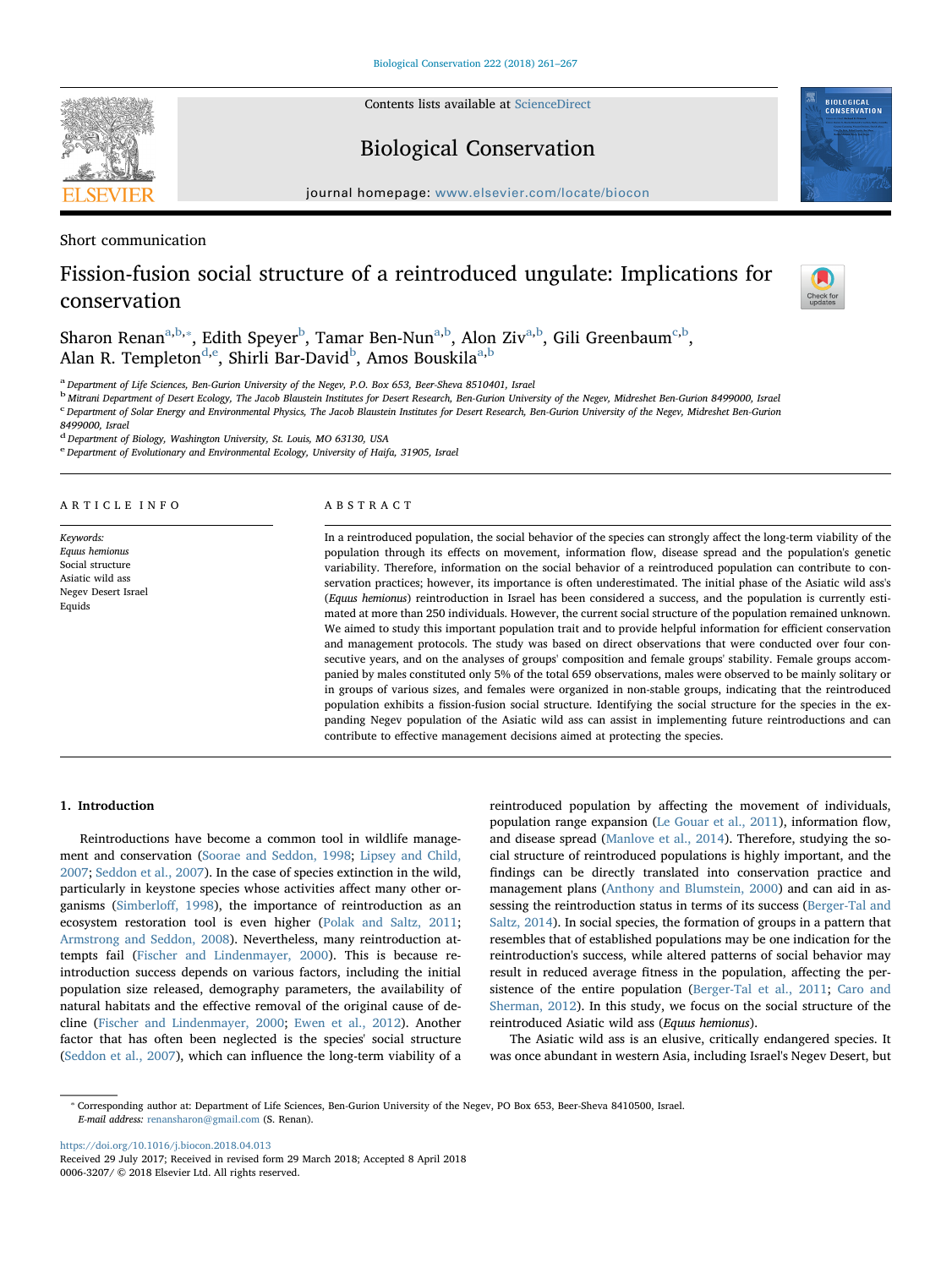Short communication

# Fission-fusion social structure of a reintroduced ungulate: Implications for conservation

Sharon Renan[a,b,*], Edith Speyer[b], Tamar Ben-Nun[a,b], Alon Ziv[a,b], Gili Greenbaum[c,b], Alan R. Templeton[d,e], Shirli Bar-David[b], Amos Bouskila[a,b]

[a] Department of Life Sciences, Ben-Gurion University of the Negev, P.O. Box 653, Beer-Sheva 8510401, Israel
[b] Mitrani Department of Desert Ecology, The Jacob Blaustein Institutes for Desert Research, Ben-Gurion University of the Negev, Midreshet Ben-Gurion 8499000, Israel
[c] Department of Solar Energy and Environmental Physics, The Jacob Blaustein Institutes for Desert Research, Ben-Gurion University of the Negev, Midreshet Ben-Gurion 8499000, Israel
[d] Department of Biology, Washington University, St. Louis, MO 63130, USA
[e] Department of Evolutionary and Environmental Ecology, University of Haifa, 31905, Israel

## ARTICLE INFO

*Keywords:*
*Equus hemionus*
Social structure
Asiatic wild ass
Negev Desert Israel
Equids

## ABSTRACT

In a reintroduced population, the social behavior of the species can strongly affect the long-term viability of the population through its effects on movement, information flow, disease spread and the population's genetic variability. Therefore, information on the social behavior of a reintroduced population can contribute to conservation practices; however, its importance is often underestimated. The initial phase of the Asiatic wild ass's (*Equus hemionus*) reintroduction in Israel has been considered a success, and the population is currently estimated at more than 250 individuals. However, the current social structure of the population remained unknown. We aimed to study this important population trait and to provide helpful information for efficient conservation and management protocols. The study was based on direct observations that were conducted over four consecutive years, and on the analyses of groups' composition and female groups' stability. Female groups accompanied by males constituted only 5% of the total 659 observations, males were observed to be mainly solitary or in groups of various sizes, and females were organized in non-stable groups, indicating that the reintroduced population exhibits a fission-fusion social structure. Identifying the social structure for the species in the expanding Negev population of the Asiatic wild ass can assist in implementing future reintroductions and can contribute to effective management decisions aimed at protecting the species.

## 1. Introduction

Reintroductions have become a common tool in wildlife management and conservation (Soorae and Seddon, 1998; Lipsey and Child, 2007; Seddon et al., 2007). In the case of species extinction in the wild, particularly in keystone species whose activities affect many other organisms (Simberloff, 1998), the importance of reintroduction as an ecosystem restoration tool is even higher (Polak and Saltz, 2011; Armstrong and Seddon, 2008). Nevertheless, many reintroduction attempts fail (Fischer and Lindenmayer, 2000). This is because reintroduction success depends on various factors, including the initial population size released, demography parameters, the availability of natural habitats and the effective removal of the original cause of decline (Fischer and Lindenmayer, 2000; Ewen et al., 2012). Another factor that has often been neglected is the species' social structure (Seddon et al., 2007), which can influence the long-term viability of a reintroduced population by affecting the movement of individuals, population range expansion (Le Gouar et al., 2011), information flow, and disease spread (Manlove et al., 2014). Therefore, studying the social structure of reintroduced populations is highly important, and the findings can be directly translated into conservation practice and management plans (Anthony and Blumstein, 2000) and can aid in assessing the reintroduction status in terms of its success (Berger-Tal and Saltz, 2014). In social species, the formation of groups in a pattern that resembles that of established populations may be one indication for the reintroduction's success, while altered patterns of social behavior may result in reduced average fitness in the population, affecting the persistence of the entire population (Berger-Tal et al., 2011; Caro and Sherman, 2012). In this study, we focus on the social structure of the reintroduced Asiatic wild ass (*Equus hemionus*).

The Asiatic wild ass is an elusive, critically endangered species. It was once abundant in western Asia, including Israel's Negev Desert, but

* Corresponding author at: Department of Life Sciences, Ben-Gurion University of the Negev, PO Box 653, Beer-Sheva 8410500, Israel.
*E-mail address:* renansharon@gmail.com (S. Renan).

https://doi.org/10.1016/j.biocon.2018.04.013
Received 29 July 2017; Received in revised form 29 March 2018; Accepted 8 April 2018
0006-3207/ © 2018 Elsevier Ltd. All rights reserved.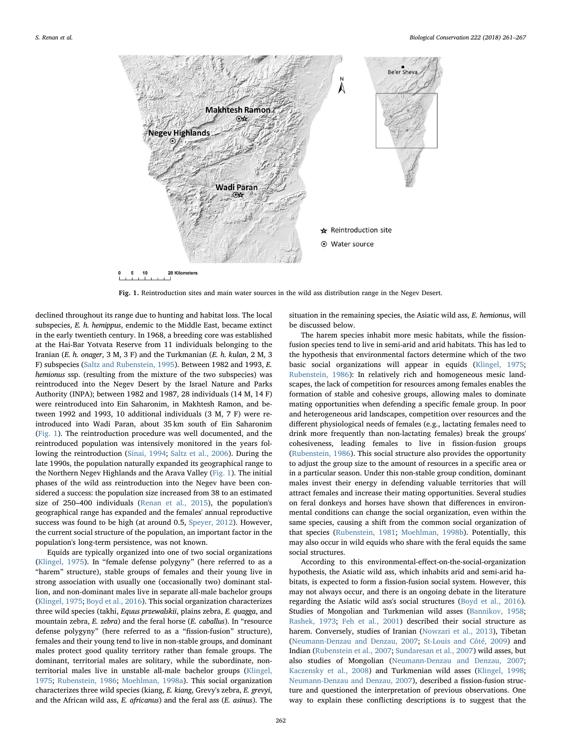**Fig. 1.** Reintroduction sites and main water sources in the wild ass distribution range in the Negev Desert.

declined throughout its range due to hunting and habitat loss. The local subspecies, *E. h. hemippus*, endemic to the Middle East, became extinct in the early twentieth century. In 1968, a breeding core was established at the Hai-Bar Yotvata Reserve from 11 individuals belonging to the Iranian (*E. h. onager*, 3 M, 3 F) and the Turkmanian (*E. h. kulan*, 2 M, 3 F) subspecies (Saltz and Rubenstein, 1995). Between 1982 and 1993, *E. hemionus* ssp. (resulting from the mixture of the two subspecies) was reintroduced into the Negev Desert by the Israel Nature and Parks Authority (INPA); between 1982 and 1987, 28 individuals (14 M, 14 F) were reintroduced into Ein Saharonim, in Makhtesh Ramon, and between 1992 and 1993, 10 additional individuals (3 M, 7 F) were reintroduced into Wadi Paran, about 35 km south of Ein Saharonim (Fig. 1). The reintroduction procedure was well documented, and the reintroduced population was intensively monitored in the years following the reintroduction (Sinai, 1994; Saltz et al., 2006). During the late 1990s, the population naturally expanded its geographical range to the Northern Negev Highlands and the Arava Valley (Fig. 1). The initial phases of the wild ass reintroduction into the Negev have been considered a success: the population size increased from 38 to an estimated size of 250–400 individuals (Renan et al., 2015), the population's geographical range has expanded and the females' annual reproductive success was found to be high (at around 0.5, Speyer, 2012). However, the current social structure of the population, an important factor in the population's long-term persistence, was not known.

Equids are typically organized into one of two social organizations (Klingel, 1975). In "female defense polygyny" (here referred to as a "harem" structure), stable groups of females and their young live in strong association with usually one (occasionally two) dominant stallion, and non-dominant males live in separate all-male bachelor groups (Klingel, 1975; Boyd et al., 2016). This social organization characterizes three wild species (takhi, *Equus przewalskii*, plains zebra, *E. quagga*, and mountain zebra, *E. zebra*) and the feral horse (*E. caballus*). In "resource defense polygyny" (here referred to as a "fission-fusion" structure), females and their young tend to live in non-stable groups, and dominant males protect good quality territory rather than female groups. The dominant, territorial males are solitary, while the subordinate, non-territorial males live in unstable all-male bachelor groups (Klingel, 1975; Rubenstein, 1986; Moehlman, 1998a). This social organization characterizes three wild species (kiang, *E. kiang*, Grevy's zebra, *E. grevyi*, and the African wild ass, *E. africanus*) and the feral ass (*E. asinus*). The situation in the remaining species, the Asiatic wild ass, *E. hemionus*, will be discussed below.

The harem species inhabit more mesic habitats, while the fission-fusion species tend to live in semi-arid and arid habitats. This has led to the hypothesis that environmental factors determine which of the two basic social organizations will appear in equids (Klingel, 1975; Rubenstein, 1986): In relatively rich and homogeneous mesic landscapes, the lack of competition for resources among females enables the formation of stable and cohesive groups, allowing males to dominate mating opportunities when defending a specific female group. In poor and heterogeneous arid landscapes, competition over resources and the different physiological needs of females (e.g., lactating females need to drink more frequently than non-lactating females) break the groups' cohesiveness, leading females to live in fission-fusion groups (Rubenstein, 1986). This social structure also provides the opportunity to adjust the group size to the amount of resources in a specific area or in a particular season. Under this non-stable group condition, dominant males invest their energy in defending valuable territories that will attract females and increase their mating opportunities. Several studies on feral donkeys and horses have shown that differences in environmental conditions can change the social organization, even within the same species, causing a shift from the common social organization of that species (Rubenstein, 1981; Moehlman, 1998b). Potentially, this may also occur in wild equids who share with the feral equids the same social structures.

According to this environmental-effect-on-the-social-organization hypothesis, the Asiatic wild ass, which inhabits arid and semi-arid habitats, is expected to form a fission-fusion social system. However, this may not always occur, and there is an ongoing debate in the literature regarding the Asiatic wild ass's social structures (Boyd et al., 2016). Studies of Mongolian and Turkmenian wild asses (Bannikov, 1958; Rashek, 1973; Feh et al., 2001) described their social structure as harem. Conversely, studies of Iranian (Nowzari et al., 2013), Tibetan (Neumann-Denzau and Denzau, 2007; St-Louis and Côté, 2009) and Indian (Rubenstein et al., 2007; Sundaresan et al., 2007) wild asses, but also studies of Mongolian (Neumann-Denzau and Denzau, 2007; Kaczensky et al., 2008) and Turkmenian wild asses (Klingel, 1998; Neumann-Denzau and Denzau, 2007), described a fission-fusion structure and questioned the interpretation of previous observations. One way to explain these conflicting descriptions is to suggest that the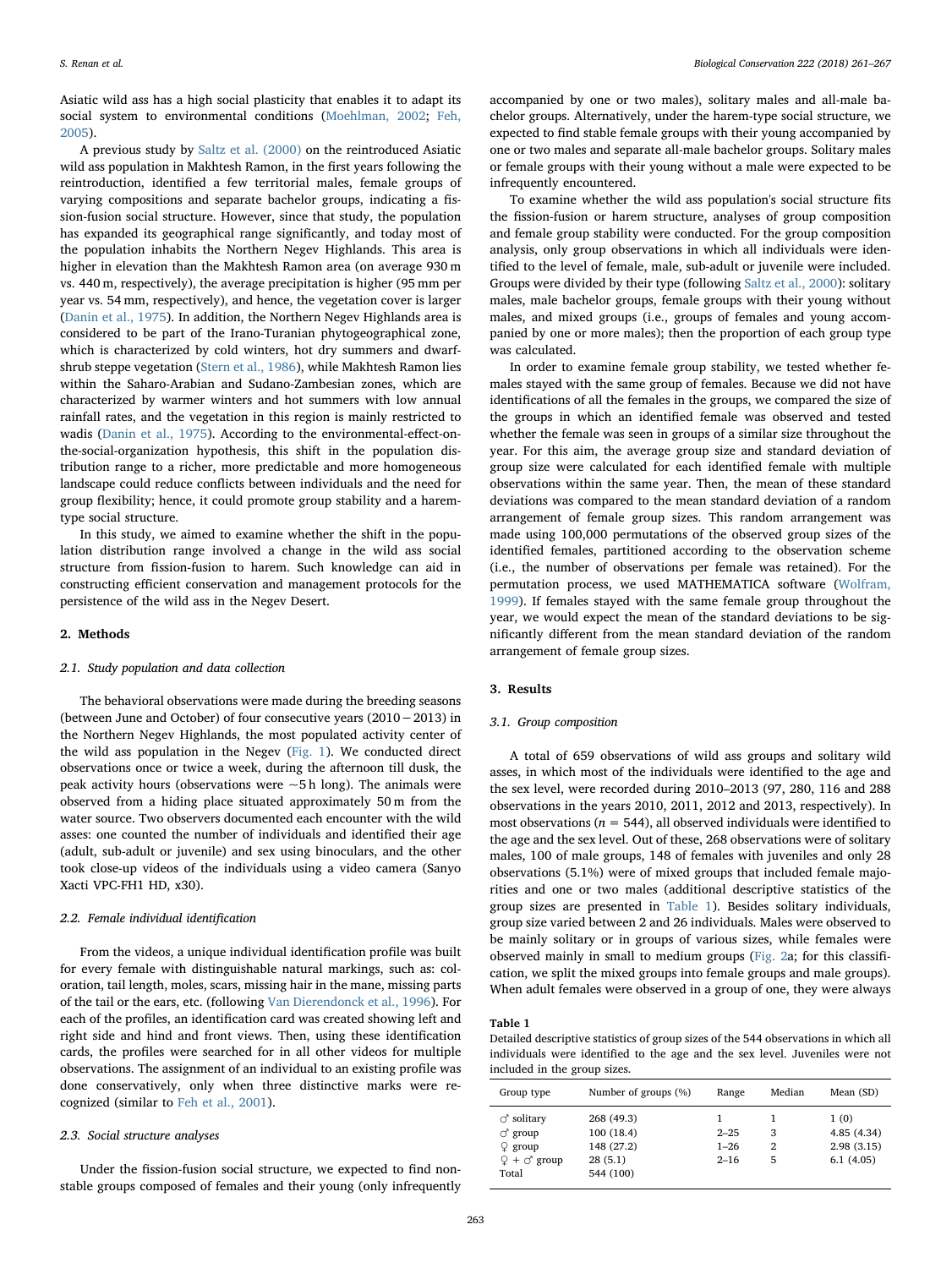Asiatic wild ass has a high social plasticity that enables it to adapt its social system to environmental conditions (Moehlman, 2002; Feh, 2005).

A previous study by Saltz et al. (2000) on the reintroduced Asiatic wild ass population in Makhtesh Ramon, in the first years following the reintroduction, identified a few territorial males, female groups of varying compositions and separate bachelor groups, indicating a fission-fusion social structure. However, since that study, the population has expanded its geographical range significantly, and today most of the population inhabits the Northern Negev Highlands. This area is higher in elevation than the Makhtesh Ramon area (on average 930 m vs. 440 m, respectively), the average precipitation is higher (95 mm per year vs. 54 mm, respectively), and hence, the vegetation cover is larger (Danin et al., 1975). In addition, the Northern Negev Highlands area is considered to be part of the Irano-Turanian phytogeographical zone, which is characterized by cold winters, hot dry summers and dwarf-shrub steppe vegetation (Stern et al., 1986), while Makhtesh Ramon lies within the Saharo-Arabian and Sudano-Zambesian zones, which are characterized by warmer winters and hot summers with low annual rainfall rates, and the vegetation in this region is mainly restricted to wadis (Danin et al., 1975). According to the environmental-effect-on-the-social-organization hypothesis, this shift in the population distribution range to a richer, more predictable and more homogeneous landscape could reduce conflicts between individuals and the need for group flexibility; hence, it could promote group stability and a harem-type social structure.

In this study, we aimed to examine whether the shift in the population distribution range involved a change in the wild ass social structure from fission-fusion to harem. Such knowledge can aid in constructing efficient conservation and management protocols for the persistence of the wild ass in the Negev Desert.

## 2. Methods

### 2.1. Study population and data collection

The behavioral observations were made during the breeding seasons (between June and October) of four consecutive years (2010 − 2013) in the Northern Negev Highlands, the most populated activity center of the wild ass population in the Negev (Fig. 1). We conducted direct observations once or twice a week, during the afternoon till dusk, the peak activity hours (observations were ~5 h long). The animals were observed from a hiding place situated approximately 50 m from the water source. Two observers documented each encounter with the wild asses: one counted the number of individuals and identified their age (adult, sub-adult or juvenile) and sex using binoculars, and the other took close-up videos of the individuals using a video camera (Sanyo Xacti VPC-FH1 HD, x30).

### 2.2. Female individual identification

From the videos, a unique individual identification profile was built for every female with distinguishable natural markings, such as: coloration, tail length, moles, scars, missing hair in the mane, missing parts of the tail or the ears, etc. (following Van Dierendonck et al., 1996). For each of the profiles, an identification card was created showing left and right side and hind and front views. Then, using these identification cards, the profiles were searched for in all other videos for multiple observations. The assignment of an individual to an existing profile was done conservatively, only when three distinctive marks were recognized (similar to Feh et al., 2001).

### 2.3. Social structure analyses

Under the fission-fusion social structure, we expected to find non-stable groups composed of females and their young (only infrequently accompanied by one or two males), solitary males and all-male bachelor groups. Alternatively, under the harem-type social structure, we expected to find stable female groups with their young accompanied by one or two males and separate all-male bachelor groups. Solitary males or female groups with their young without a male were expected to be infrequently encountered.

To examine whether the wild ass population's social structure fits the fission-fusion or harem structure, analyses of group composition and female group stability were conducted. For the group composition analysis, only group observations in which all individuals were identified to the level of female, male, sub-adult or juvenile were included. Groups were divided by their type (following Saltz et al., 2000): solitary males, male bachelor groups, female groups with their young without males, and mixed groups (i.e., groups of females and young accompanied by one or more males); then the proportion of each group type was calculated.

In order to examine female group stability, we tested whether females stayed with the same group of females. Because we did not have identifications of all the females in the groups, we compared the size of the groups in which an identified female was observed and tested whether the female was seen in groups of a similar size throughout the year. For this aim, the average group size and standard deviation of group size were calculated for each identified female with multiple observations within the same year. Then, the mean of these standard deviations was compared to the mean standard deviation of a random arrangement of female group sizes. This random arrangement was made using 100,000 permutations of the observed group sizes of the identified females, partitioned according to the observation scheme (i.e., the number of observations per female was retained). For the permutation process, we used MATHEMATICA software (Wolfram, 1999). If females stayed with the same female group throughout the year, we would expect the mean of the standard deviations to be significantly different from the mean standard deviation of the random arrangement of female group sizes.

## 3. Results

### 3.1. Group composition

A total of 659 observations of wild ass groups and solitary wild asses, in which most of the individuals were identified to the age and the sex level, were recorded during 2010–2013 (97, 280, 116 and 288 observations in the years 2010, 2011, 2012 and 2013, respectively). In most observations ($n$ = 544), all observed individuals were identified to the age and the sex level. Out of these, 268 observations were of solitary males, 100 of male groups, 148 of females with juveniles and only 28 observations (5.1%) were of mixed groups that included female majorities and one or two males (additional descriptive statistics of the group sizes are presented in Table 1). Besides solitary individuals, group size varied between 2 and 26 individuals. Males were observed to be mainly solitary or in groups of various sizes, while females were observed mainly in small to medium groups (Fig. 2a; for this classification, we split the mixed groups into female groups and male groups). When adult females were observed in a group of one, they were always

**Table 1**
Detailed descriptive statistics of group sizes of the 544 observations in which all individuals were identified to the age and the sex level. Juveniles were not included in the group sizes.

| Group type | Number of groups (%) | Range | Median | Mean (SD) |
|---|---|---|---|---|
| ♂ solitary | 268 (49.3) | 1 | 1 | 1 (0) |
| ♂ group | 100 (18.4) | 2–25 | 3 | 4.85 (4.34) |
| ♀ group | 148 (27.2) | 1–26 | 2 | 2.98 (3.15) |
| ♀ + ♂ group | 28 (5.1) | 2–16 | 5 | 6.1 (4.05) |
| Total | 544 (100) | | | |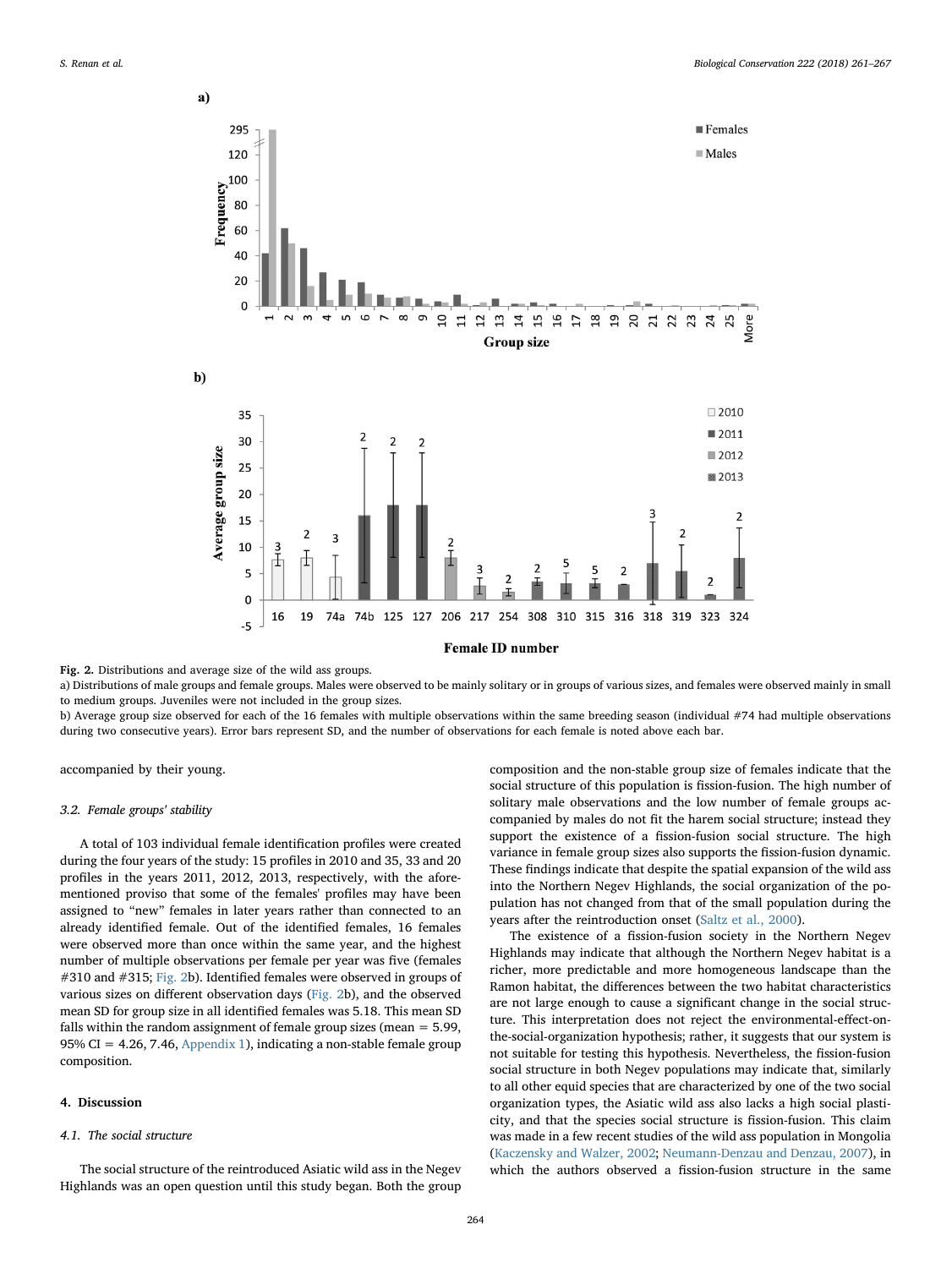a)

295
120
100
80
60
40
20
0

Frequency

Females
Males

1 2 3 4 5 6 7 8 9 10 11 12 13 14 15 16 17 18 19 20 21 22 23 24 25 More

Group size

b)

35
30
25
20
15
10
5
0
-5

Average group size

2010
2011
2012
2013

3 2 3 2 2 2 2 3 2 2 5 5 2 3 2 2 2

16 19 74a 74b 125 127 206 217 254 308 310 315 316 318 319 323 324

Female ID number

**Fig. 2.** Distributions and average size of the wild ass groups.
a) Distributions of male groups and female groups. Males were observed to be mainly solitary or in groups of various sizes, and females were observed mainly in small to medium groups. Juveniles were not included in the group sizes.
b) Average group size observed for each of the 16 females with multiple observations within the same breeding season (individual #74 had multiple observations during two consecutive years). Error bars represent SD, and the number of observations for each female is noted above each bar.

accompanied by their young.

### 3.2. Female groups' stability

A total of 103 individual female identification profiles were created during the four years of the study: 15 profiles in 2010 and 35, 33 and 20 profiles in the years 2011, 2012, 2013, respectively, with the aforementioned proviso that some of the females' profiles may have been assigned to "new" females in later years rather than connected to an already identified female. Out of the identified females, 16 females were observed more than once within the same year, and the highest number of multiple observations per female per year was five (females #310 and #315; Fig. 2b). Identified females were observed in groups of various sizes on different observation days (Fig. 2b), and the observed mean SD for group size in all identified females was 5.18. This mean SD falls within the random assignment of female group sizes (mean = 5.99, 95% CI = 4.26, 7.46, Appendix 1), indicating a non-stable female group composition.

## 4. Discussion

### 4.1. The social structure

The social structure of the reintroduced Asiatic wild ass in the Negev Highlands was an open question until this study began. Both the group composition and the non-stable group size of females indicate that the social structure of this population is fission-fusion. The high number of solitary male observations and the low number of female groups accompanied by males do not fit the harem social structure; instead they support the existence of a fission-fusion social structure. The high variance in female group sizes also supports the fission-fusion dynamic. These findings indicate that despite the spatial expansion of the wild ass into the Northern Negev Highlands, the social organization of the population has not changed from that of the small population during the years after the reintroduction onset (Saltz et al., 2000).

The existence of a fission-fusion society in the Northern Negev Highlands may indicate that although the Northern Negev habitat is a richer, more predictable and more homogeneous landscape than the Ramon habitat, the differences between the two habitat characteristics are not large enough to cause a significant change in the social structure. This interpretation does not reject the environmental-effect-on-the-social-organization hypothesis; rather, it suggests that our system is not suitable for testing this hypothesis. Nevertheless, the fission-fusion social structure in both Negev populations may indicate that, similarly to all other equid species that are characterized by one of the two social organization types, the Asiatic wild ass also lacks a high social plasticity, and that the species social structure is fission-fusion. This claim was made in a few recent studies of the wild ass population in Mongolia (Kaczensky and Walzer, 2002; Neumann-Denzau and Denzau, 2007), in which the authors observed a fission-fusion structure in the same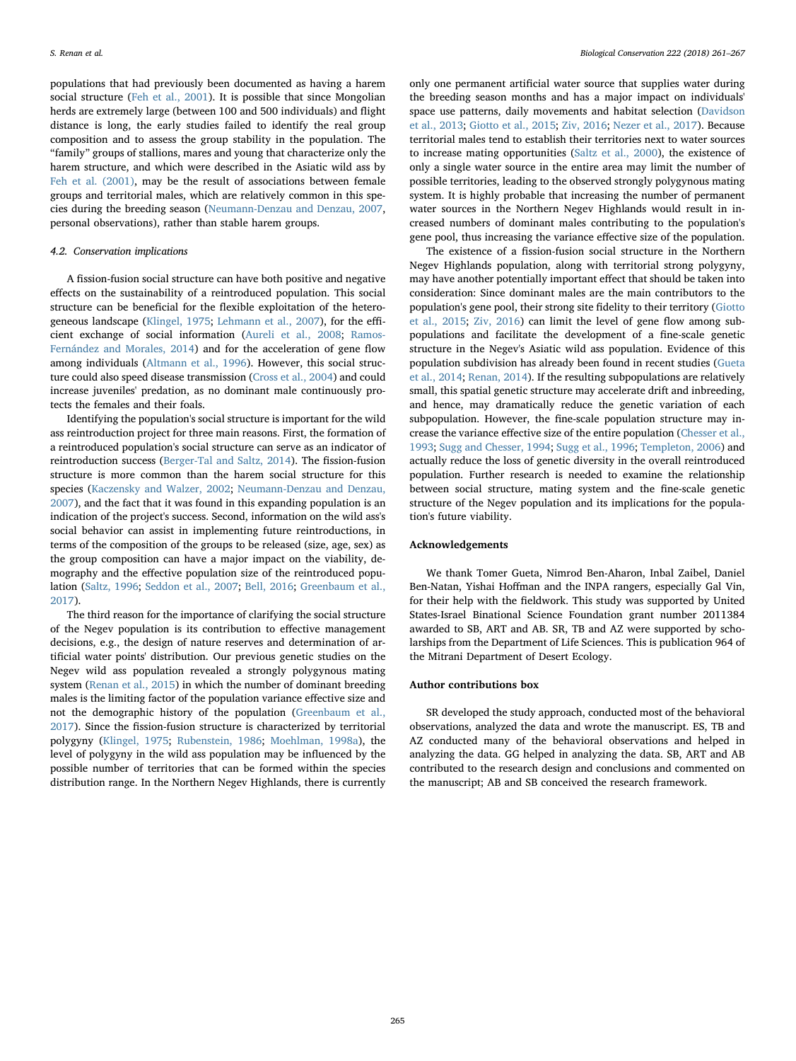populations that had previously been documented as having a harem social structure (Feh et al., 2001). It is possible that since Mongolian herds are extremely large (between 100 and 500 individuals) and flight distance is long, the early studies failed to identify the real group composition and to assess the group stability in the population. The "family" groups of stallions, mares and young that characterize only the harem structure, and which were described in the Asiatic wild ass by Feh et al. (2001), may be the result of associations between female groups and territorial males, which are relatively common in this species during the breeding season (Neumann-Denzau and Denzau, 2007, personal observations), rather than stable harem groups.

### 4.2. Conservation implications

A fission-fusion social structure can have both positive and negative effects on the sustainability of a reintroduced population. This social structure can be beneficial for the flexible exploitation of the heterogeneous landscape (Klingel, 1975; Lehmann et al., 2007), for the efficient exchange of social information (Aureli et al., 2008; Ramos-Fernández and Morales, 2014) and for the acceleration of gene flow among individuals (Altmann et al., 1996). However, this social structure could also speed disease transmission (Cross et al., 2004) and could increase juveniles' predation, as no dominant male continuously protects the females and their foals.

Identifying the population's social structure is important for the wild ass reintroduction project for three main reasons. First, the formation of a reintroduced population's social structure can serve as an indicator of reintroduction success (Berger-Tal and Saltz, 2014). The fission-fusion structure is more common than the harem social structure for this species (Kaczensky and Walzer, 2002; Neumann-Denzau and Denzau, 2007), and the fact that it was found in this expanding population is an indication of the project's success. Second, information on the wild ass's social behavior can assist in implementing future reintroductions, in terms of the composition of the groups to be released (size, age, sex) as the group composition can have a major impact on the viability, demography and the effective population size of the reintroduced population (Saltz, 1996; Seddon et al., 2007; Bell, 2016; Greenbaum et al., 2017).

The third reason for the importance of clarifying the social structure of the Negev population is its contribution to effective management decisions, e.g., the design of nature reserves and determination of artificial water points' distribution. Our previous genetic studies on the Negev wild ass population revealed a strongly polygynous mating system (Renan et al., 2015) in which the number of dominant breeding males is the limiting factor of the population variance effective size and not the demographic history of the population (Greenbaum et al., 2017). Since the fission-fusion structure is characterized by territorial polygyny (Klingel, 1975; Rubenstein, 1986; Moehlman, 1998a), the level of polygyny in the wild ass population may be influenced by the possible number of territories that can be formed within the species distribution range. In the Northern Negev Highlands, there is currently only one permanent artificial water source that supplies water during the breeding season months and has a major impact on individuals' space use patterns, daily movements and habitat selection (Davidson et al., 2013; Giotto et al., 2015; Ziv, 2016; Nezer et al., 2017). Because territorial males tend to establish their territories next to water sources to increase mating opportunities (Saltz et al., 2000), the existence of only a single water source in the entire area may limit the number of possible territories, leading to the observed strongly polygynous mating system. It is highly probable that increasing the number of permanent water sources in the Northern Negev Highlands would result in increased numbers of dominant males contributing to the population's gene pool, thus increasing the variance effective size of the population.

The existence of a fission-fusion social structure in the Northern Negev Highlands population, along with territorial strong polygyny, may have another potentially important effect that should be taken into consideration: Since dominant males are the main contributors to the population's gene pool, their strong site fidelity to their territory (Giotto et al., 2015; Ziv, 2016) can limit the level of gene flow among subpopulations and facilitate the development of a fine-scale genetic structure in the Negev's Asiatic wild ass population. Evidence of this population subdivision has already been found in recent studies (Gueta et al., 2014; Renan, 2014). If the resulting subpopulations are relatively small, this spatial genetic structure may accelerate drift and inbreeding, and hence, may dramatically reduce the genetic variation of each subpopulation. However, the fine-scale population structure may increase the variance effective size of the entire population (Chesser et al., 1993; Sugg and Chesser, 1994; Sugg et al., 1996; Templeton, 2006) and actually reduce the loss of genetic diversity in the overall reintroduced population. Further research is needed to examine the relationship between social structure, mating system and the fine-scale genetic structure of the Negev population and its implications for the population's future viability.

## Acknowledgements

We thank Tomer Gueta, Nimrod Ben-Aharon, Inbal Zaibel, Daniel Ben-Natan, Yishai Hoffman and the INPA rangers, especially Gal Vin, for their help with the fieldwork. This study was supported by United States-Israel Binational Science Foundation grant number 2011384 awarded to SB, ART and AB. SR, TB and AZ were supported by scholarships from the Department of Life Sciences. This is publication 964 of the Mitrani Department of Desert Ecology.

## Author contributions box

SR developed the study approach, conducted most of the behavioral observations, analyzed the data and wrote the manuscript. ES, TB and AZ conducted many of the behavioral observations and helped in analyzing the data. GG helped in analyzing the data. SB, ART and AB contributed to the research design and conclusions and commented on the manuscript; AB and SB conceived the research framework.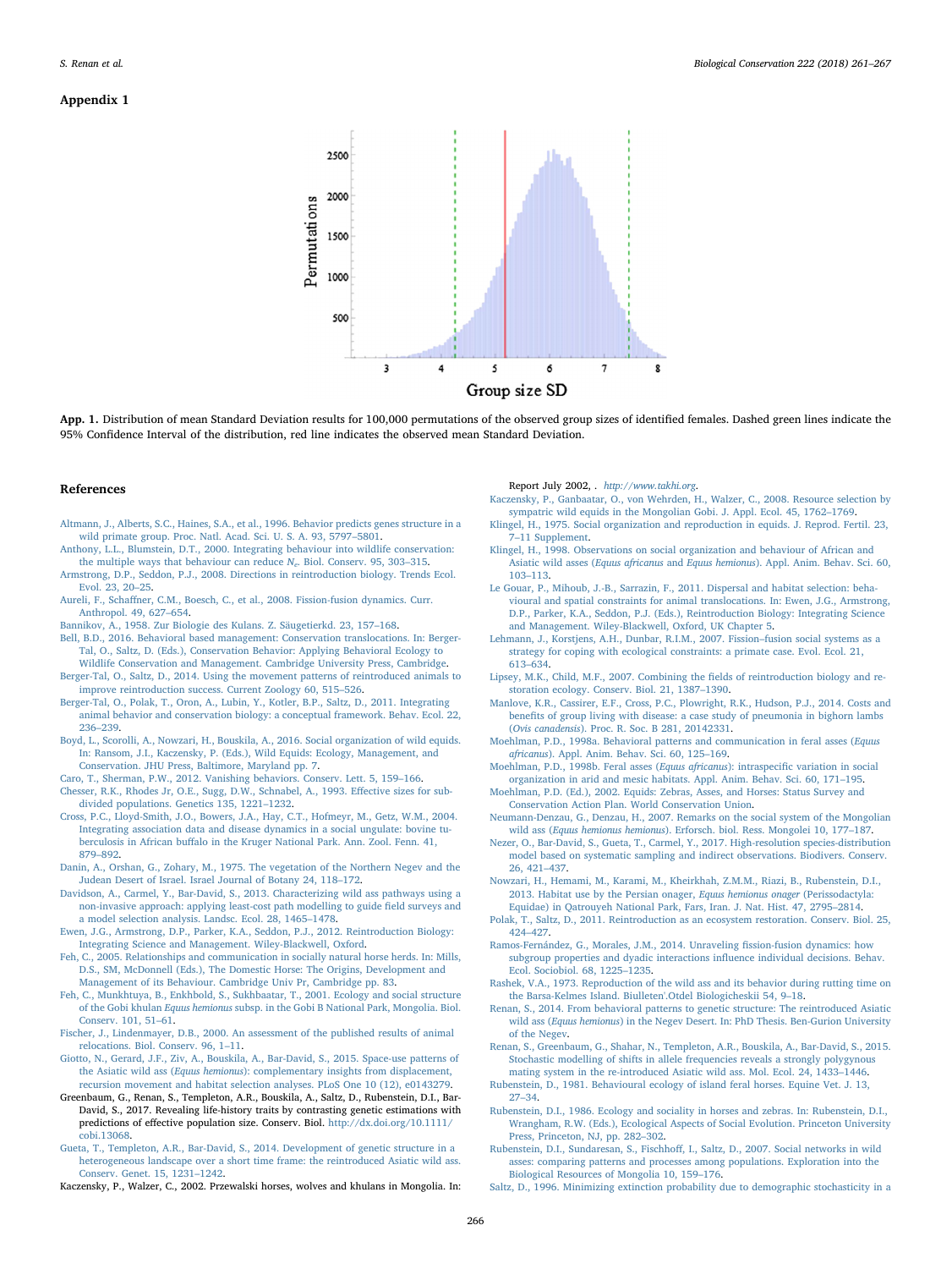## Appendix 1

Permutations

2500

2000

1500

1000

500

3 4 5 6 7 8

Group size SD

**App. 1.** Distribution of mean Standard Deviation results for 100,000 permutations of the observed group sizes of identified females. Dashed green lines indicate the 95% Confidence Interval of the distribution, red line indicates the observed mean Standard Deviation.

## References

Altmann, J., Alberts, S.C., Haines, S.A., et al., 1996. Behavior predicts genes structure in a wild primate group. Proc. Natl. Acad. Sci. U. S. A. 93, 5797–5801.

Anthony, L.L., Blumstein, D.T., 2000. Integrating behaviour into wildlife conservation: the multiple ways that behaviour can reduce $N_e$. Biol. Conserv. 95, 303–315.

Armstrong, D.P., Seddon, P.J., 2008. Directions in reintroduction biology. Trends Ecol. Evol. 23, 20–25.

Aureli, F., Schaffner, C.M., Boesch, C., et al., 2008. Fission-fusion dynamics. Curr. Anthropol. 49, 627–654.

Bannikov, A., 1958. Zur Biologie des Kulans. Z. Säugetierkd. 23, 157–168.

Bell, B.D., 2016. Behavioral based management: Conservation translocations. In: Berger-Tal, O., Saltz, D. (Eds.), Conservation Behavior: Applying Behavioral Ecology to Wildlife Conservation and Management. Cambridge University Press, Cambridge.

Berger-Tal, O., Saltz, D., 2014. Using the movement patterns of reintroduced animals to improve reintroduction success. Current Zoology 60, 515–526.

Berger-Tal, O., Polak, T., Oron, A., Lubin, Y., Kotler, B.P., Saltz, D., 2011. Integrating animal behavior and conservation biology: a conceptual framework. Behav. Ecol. 22, 236–239.

Boyd, L., Scorolli, A., Nowzari, H., Bouskila, A., 2016. Social organization of wild equids. In: Ransom, J.I., Kaczensky, P. (Eds.), Wild Equids: Ecology, Management, and Conservation. JHU Press, Baltimore, Maryland pp. 7.

Caro, T., Sherman, P.W., 2012. Vanishing behaviors. Conserv. Lett. 5, 159–166.

Chesser, R.K., Rhodes Jr, O.E., Sugg, D.W., Schnabel, A., 1993. Effective sizes for sub-divided populations. Genetics 135, 1221–1232.

Cross, P.C., Lloyd-Smith, J.O., Bowers, J.A., Hay, C.T., Hofmeyr, M., Getz, W.M., 2004. Integrating association data and disease dynamics in a social ungulate: bovine tuberculosis in African buffalo in the Kruger National Park. Ann. Zool. Fenn. 41, 879–892.

Danin, A., Orshan, G., Zohary, M., 1975. The vegetation of the Northern Negev and the Judean Desert of Israel. Israel Journal of Botany 24, 118–172.

Davidson, A., Carmel, Y., Bar-David, S., 2013. Characterizing wild ass pathways using a non-invasive approach: applying least-cost path modelling to guide field surveys and a model selection analysis. Landsc. Ecol. 28, 1465–1478.

Ewen, J.G., Armstrong, D.P., Parker, K.A., Seddon, P.J., 2012. Reintroduction Biology: Integrating Science and Management. Wiley-Blackwell, Oxford.

Feh, C., 2005. Relationships and communication in socially natural horse herds. In: Mills, D.S., SM, McDonnell (Eds.), The Domestic Horse: The Origins, Development and Management of its Behaviour. Cambridge Univ Pr, Cambridge pp. 83.

Feh, C., Munkhtuya, B., Enkhbold, S., Sukhbaatar, T., 2001. Ecology and social structure of the Gobi khulan *Equus hemionus* subsp. in the Gobi B National Park, Mongolia. Biol. Conserv. 101, 51–61.

Fischer, J., Lindenmayer, D.B., 2000. An assessment of the published results of animal relocations. Biol. Conserv. 96, 1–11.

Giotto, N., Gerard, J.F., Ziv, A., Bouskila, A., Bar-David, S., 2015. Space-use patterns of the Asiatic wild ass (*Equus hemionus*): complementary insights from displacement, recursion movement and habitat selection analyses. PLoS One 10 (12), e0143279.

Greenbaum, G., Renan, S., Templeton, A.R., Bouskila, A., Saltz, D., Rubenstein, D.I., Bar-David, S., 2017. Revealing life-history traits by contrasting genetic estimations with predictions of effective population size. Conserv. Biol. http://dx.doi.org/10.1111/cobi.13068.

Gueta, T., Templeton, A.R., Bar-David, S., 2014. Development of genetic structure in a heterogeneous landscape over a short time frame: the reintroduced Asiatic wild ass. Conserv. Genet. 15, 1231–1242.

Kaczensky, P., Walzer, C., 2002. Przewalski horses, wolves and khulans in Mongolia. In: Report July 2002, . http://www.takhi.org.

Kaczensky, P., Ganbaatar, O., von Wehrden, H., Walzer, C., 2008. Resource selection by sympatric wild equids in the Mongolian Gobi. J. Appl. Ecol. 45, 1762–1769.

Klingel, H., 1975. Social organization and reproduction in equids. J. Reprod. Fertil. 23, 7–11 Supplement.

Klingel, H., 1998. Observations on social organization and behaviour of African and Asiatic wild asses (*Equus africanus* and *Equus hemionus*). Appl. Anim. Behav. Sci. 60, 103–113.

Le Gouar, P., Mihoub, J.-B., Sarrazin, F., 2011. Dispersal and habitat selection: behavioural and spatial constraints for animal translocations. In: Ewen, J.G., Armstrong, D.P., Parker, K.A., Seddon, P.J. (Eds.), Reintroduction Biology: Integrating Science and Management. Wiley-Blackwell, Oxford, UK Chapter 5.

Lehmann, J., Korstjens, A.H., Dunbar, R.I.M., 2007. Fission–fusion social systems as a strategy for coping with ecological constraints: a primate case. Evol. Ecol. 21, 613–634.

Lipsey, M.K., Child, M.F., 2007. Combining the fields of reintroduction biology and restoration ecology. Conserv. Biol. 21, 1387–1390.

Manlove, K.R., Cassirer, E.F., Cross, P.C., Plowright, R.K., Hudson, P.J., 2014. Costs and benefits of group living with disease: a case study of pneumonia in bighorn lambs (*Ovis canadensis*). Proc. R. Soc. B 281, 20142331.

Moehlman, P.D., 1998a. Behavioral patterns and communication in feral asses (*Equus africanus*). Appl. Anim. Behav. Sci. 60, 125–169.

Moehlman, P.D., 1998b. Feral asses (*Equus africanus*): intraspecific variation in social organization in arid and mesic habitats. Appl. Anim. Behav. Sci. 60, 171–195.

Moehlman, P.D. (Ed.), 2002. Equids: Zebras, Asses, and Horses: Status Survey and Conservation Action Plan. World Conservation Union.

Neumann-Denzau, G., Denzau, H., 2007. Remarks on the social system of the Mongolian wild ass (*Equus hemionus hemionus*). Erforsch. biol. Ress. Mongolei 10, 177–187.

Nezer, O., Bar-David, S., Gueta, T., Carmel, Y., 2017. High-resolution species-distribution model based on systematic sampling and indirect observations. Biodivers. Conserv. 26, 421–437.

Nowzari, H., Hemami, M., Karami, M., Kheirkhah, Z.M.M., Riazi, B., Rubenstein, D.I., 2013. Habitat use by the Persian onager, *Equus hemionus onager* (Perissodactyla: Equidae) in Qatrouyeh National Park, Fars, Iran. J. Nat. Hist. 47, 2795–2814.

Polak, T., Saltz, D., 2011. Reintroduction as an ecosystem restoration. Conserv. Biol. 25, 424–427.

Ramos-Fernández, G., Morales, J.M., 2014. Unraveling fission-fusion dynamics: how subgroup properties and dyadic interactions influence individual decisions. Behav. Ecol. Sociobiol. 68, 1225–1235.

Rashek, V.A., 1973. Reproduction of the wild ass and its behavior during rutting time on the Barsa-Kelmes Island. Biulleten'.Otdel Biologicheskii 54, 9–18.

Renan, S., 2014. From behavioral patterns to genetic structure: The reintroduced Asiatic wild ass (*Equus hemionus*) in the Negev Desert. In: PhD Thesis. Ben-Gurion University of the Negev.

Renan, S., Greenbaum, G., Shahar, N., Templeton, A.R., Bouskila, A., Bar-David, S., 2015. Stochastic modelling of shifts in allele frequencies reveals a strongly polygynous mating system in the re-introduced Asiatic wild ass. Mol. Ecol. 24, 1433–1446.

Rubenstein, D., 1981. Behavioural ecology of island feral horses. Equine Vet. J. 13, 27–34.

Rubenstein, D.I., 1986. Ecology and sociality in horses and zebras. In: Rubenstein, D.I., Wrangham, R.W. (Eds.), Ecological Aspects of Social Evolution. Princeton University Press, Princeton, NJ, pp. 282–302.

Rubenstein, D.I., Sundaresan, S., Fischhoff, I., Saltz, D., 2007. Social networks in wild asses: comparing patterns and processes among populations. Exploration into the Biological Resources of Mongolia 10, 159–176.

Saltz, D., 1996. Minimizing extinction probability due to demographic stochasticity in a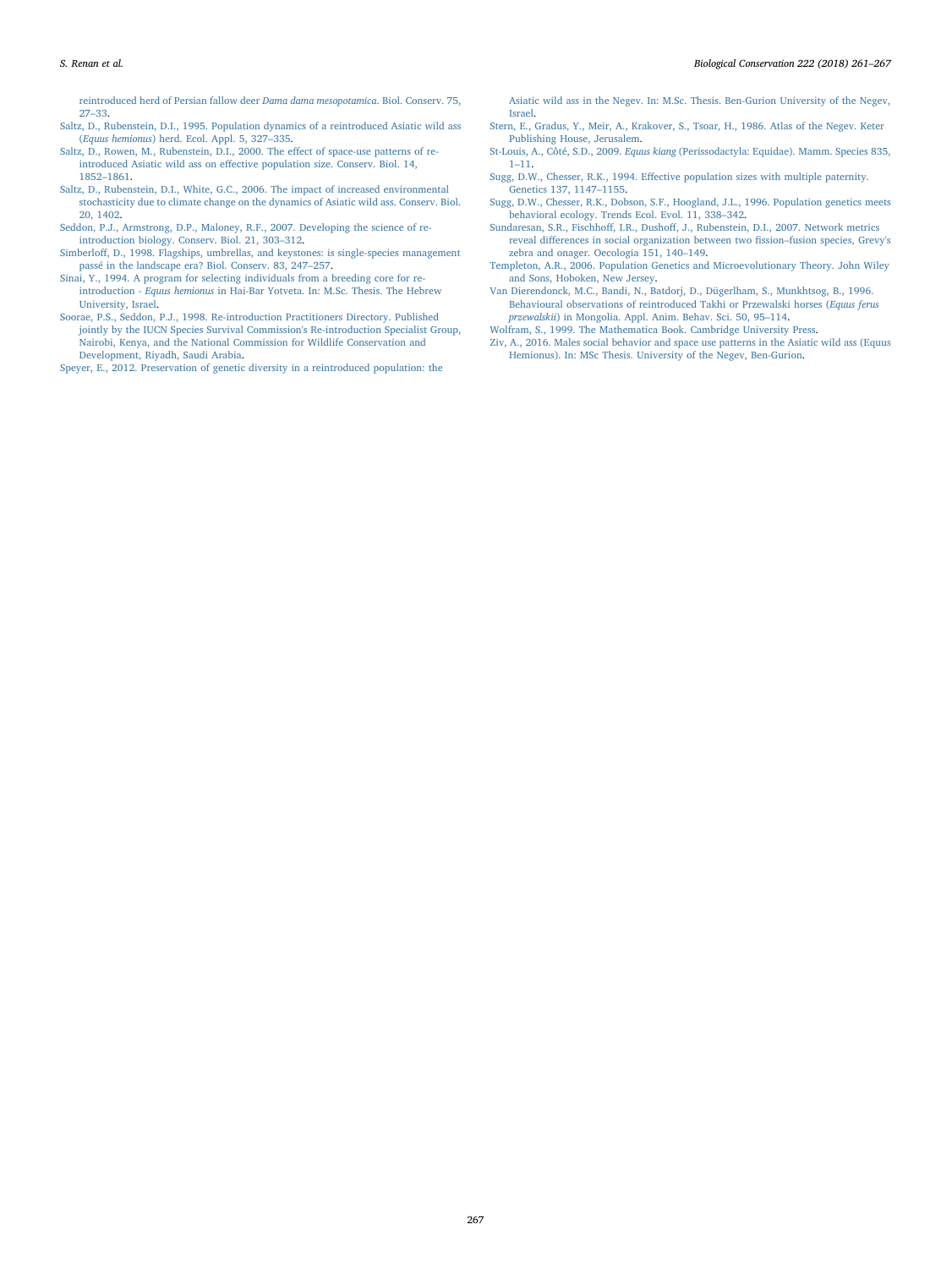reintroduced herd of Persian fallow deer *Dama dama mesopotamica*. Biol. Conserv. 75, 27–33.

Saltz, D., Rubenstein, D.I., 1995. Population dynamics of a reintroduced Asiatic wild ass (*Equus hemionus*) herd. Ecol. Appl. 5, 327–335.

Saltz, D., Rowen, M., Rubenstein, D.I., 2000. The effect of space-use patterns of reintroduced Asiatic wild ass on effective population size. Conserv. Biol. 14, 1852–1861.

Saltz, D., Rubenstein, D.I., White, G.C., 2006. The impact of increased environmental stochasticity due to climate change on the dynamics of Asiatic wild ass. Conserv. Biol. 20, 1402.

Seddon, P.J., Armstrong, D.P., Maloney, R.F., 2007. Developing the science of reintroduction biology. Conserv. Biol. 21, 303–312.

Simberloff, D., 1998. Flagships, umbrellas, and keystones: is single-species management passé in the landscape era? Biol. Conserv. 83, 247–257.

Sinai, Y., 1994. A program for selecting individuals from a breeding core for reintroduction - *Equus hemionus* in Hai-Bar Yotveta. In: M.Sc. Thesis. The Hebrew University, Israel.

Soorae, P.S., Seddon, P.J., 1998. Re-introduction Practitioners Directory. Published jointly by the IUCN Species Survival Commission's Re-introduction Specialist Group, Nairobi, Kenya, and the National Commission for Wildlife Conservation and Development, Riyadh, Saudi Arabia.

Speyer, E., 2012. Preservation of genetic diversity in a reintroduced population: the Asiatic wild ass in the Negev. In: M.Sc. Thesis. Ben-Gurion University of the Negev, Israel.

Stern, E., Gradus, Y., Meir, A., Krakover, S., Tsoar, H., 1986. Atlas of the Negev. Keter Publishing House, Jerusalem.

St-Louis, A., Côté, S.D., 2009. *Equus kiang* (Perissodactyla: Equidae). Mamm. Species 835, 1–11.

Sugg, D.W., Chesser, R.K., 1994. Effective population sizes with multiple paternity. Genetics 137, 1147–1155.

Sugg, D.W., Chesser, R.K., Dobson, S.F., Hoogland, J.L., 1996. Population genetics meets behavioral ecology. Trends Ecol. Evol. 11, 338–342.

Sundaresan, S.R., Fischhoff, I.R., Dushoff, J., Rubenstein, D.I., 2007. Network metrics reveal differences in social organization between two fission–fusion species, Grevy's zebra and onager. Oecologia 151, 140–149.

Templeton, A.R., 2006. Population Genetics and Microevolutionary Theory. John Wiley and Sons, Hoboken, New Jersey.

Van Dierendonck, M.C., Bandi, N., Batdorj, D., Dügerlham, S., Munkhtsog, B., 1996. Behavioural observations of reintroduced Takhi or Przewalski horses (*Equus ferus przewalskii*) in Mongolia. Appl. Anim. Behav. Sci. 50, 95–114.

Wolfram, S., 1999. The Mathematica Book. Cambridge University Press.

Ziv, A., 2016. Males social behavior and space use patterns in the Asiatic wild ass (Equus Hemionus). In: MSc Thesis. University of the Negev, Ben-Gurion.